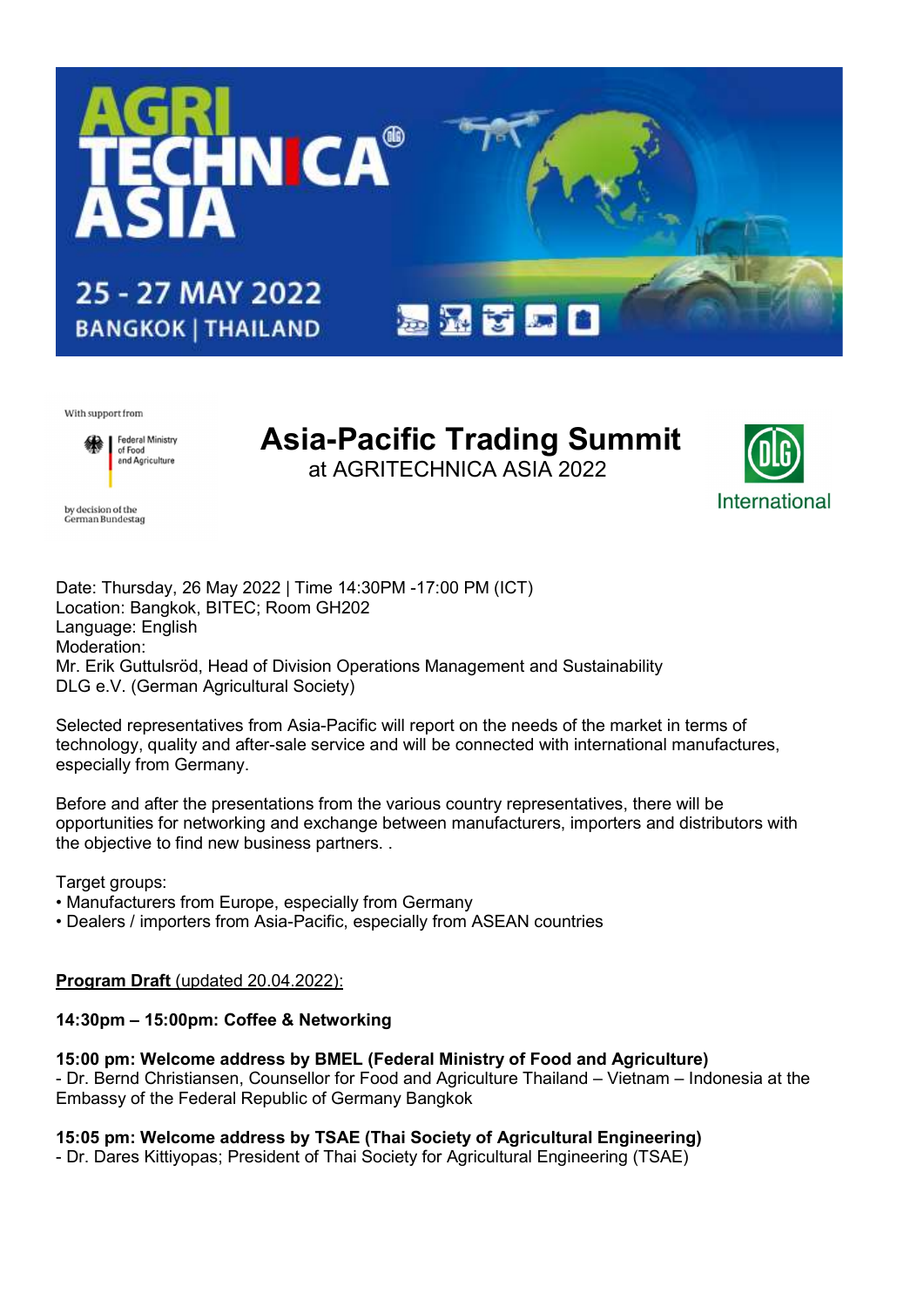AGRITECHNICA ASIA

25 - 27 MAY 2022
BANGKOK | THAILAND

With support from

Federal Ministry of Food and Agriculture

by decision of the German Bundestag

# Asia-Pacific Trading Summit

at AGRITECHNICA ASIA 2022

DLG International

Date: Thursday, 26 May 2022 | Time 14:30PM -17:00 PM (ICT)
Location: Bangkok, BITEC; Room GH202
Language: English
Moderation:
Mr. Erik Guttulsröd, Head of Division Operations Management and Sustainability
DLG e.V. (German Agricultural Society)

Selected representatives from Asia-Pacific will report on the needs of the market in terms of technology, quality and after-sale service and will be connected with international manufactures, especially from Germany.

Before and after the presentations from the various country representatives, there will be opportunities for networking and exchange between manufacturers, importers and distributors with the objective to find new business partners. .

Target groups:

- Manufacturers from Europe, especially from Germany
- Dealers / importers from Asia-Pacific, especially from ASEAN countries

**Program Draft** (updated 20.04.2022):

**14:30pm – 15:00pm: Coffee & Networking**

**15:00 pm: Welcome address by BMEL (Federal Ministry of Food and Agriculture)**
- Dr. Bernd Christiansen, Counsellor for Food and Agriculture Thailand – Vietnam – Indonesia at the Embassy of the Federal Republic of Germany Bangkok

**15:05 pm: Welcome address by TSAE (Thai Society of Agricultural Engineering)**
- Dr. Dares Kittiyopas; President of Thai Society for Agricultural Engineering (TSAE)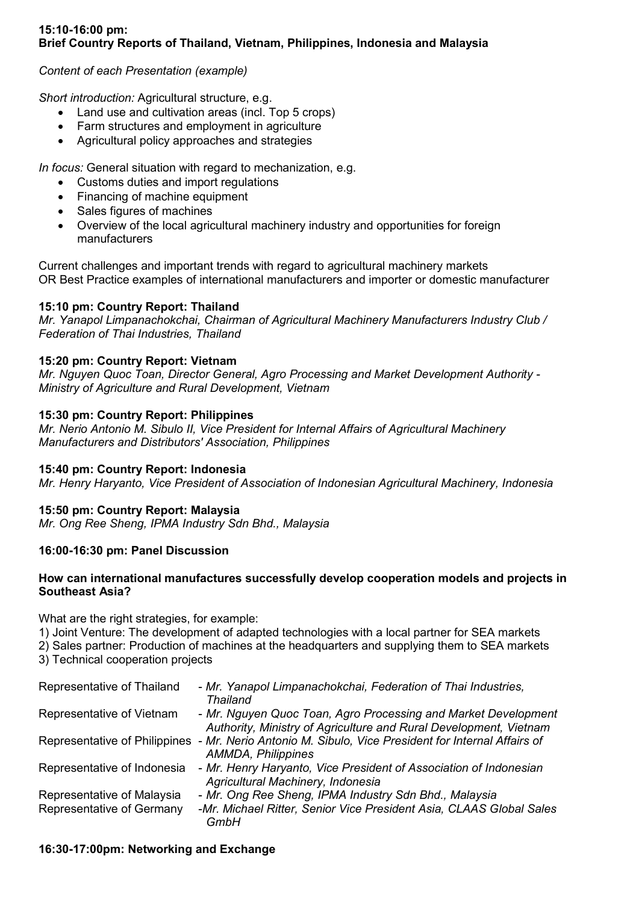**15:10-16:00 pm:**
**Brief Country Reports of Thailand, Vietnam, Philippines, Indonesia and Malaysia**

*Content of each Presentation (example)*

*Short introduction:* Agricultural structure, e.g.

- Land use and cultivation areas (incl. Top 5 crops)
- Farm structures and employment in agriculture
- Agricultural policy approaches and strategies

*In focus:* General situation with regard to mechanization, e.g.

- Customs duties and import regulations
- Financing of machine equipment
- Sales figures of machines
- Overview of the local agricultural machinery industry and opportunities for foreign manufacturers

Current challenges and important trends with regard to agricultural machinery markets
OR Best Practice examples of international manufacturers and importer or domestic manufacturer

**15:10 pm: Country Report: Thailand**
*Mr. Yanapol Limpanachokchai, Chairman of Agricultural Machinery Manufacturers Industry Club / Federation of Thai Industries, Thailand*

**15:20 pm: Country Report: Vietnam**
*Mr. Nguyen Quoc Toan, Director General, Agro Processing and Market Development Authority - Ministry of Agriculture and Rural Development, Vietnam*

**15:30 pm: Country Report: Philippines**
*Mr. Nerio Antonio M. Sibulo II, Vice President for Internal Affairs of Agricultural Machinery Manufacturers and Distributors' Association, Philippines*

**15:40 pm: Country Report: Indonesia**
*Mr. Henry Haryanto, Vice President of Association of Indonesian Agricultural Machinery, Indonesia*

**15:50 pm: Country Report: Malaysia**
*Mr. Ong Ree Sheng, IPMA Industry Sdn Bhd., Malaysia*

**16:00-16:30 pm: Panel Discussion**

**How can international manufactures successfully develop cooperation models and projects in Southeast Asia?**

What are the right strategies, for example:
1) Joint Venture: The development of adapted technologies with a local partner for SEA markets
2) Sales partner: Production of machines at the headquarters and supplying them to SEA markets
3) Technical cooperation projects

| | |
|---|---|
| Representative of Thailand | - *Mr. Yanapol Limpanachokchai, Federation of Thai Industries, Thailand* |
| Representative of Vietnam | - *Mr. Nguyen Quoc Toan, Agro Processing and Market Development Authority, Ministry of Agriculture and Rural Development, Vietnam* |
| Representative of Philippines | - *Mr. Nerio Antonio M. Sibulo, Vice President for Internal Affairs of AMMDA, Philippines* |
| Representative of Indonesia | - *Mr. Henry Haryanto, Vice President of Association of Indonesian Agricultural Machinery, Indonesia* |
| Representative of Malaysia | - *Mr. Ong Ree Sheng, IPMA Industry Sdn Bhd., Malaysia* |
| Representative of Germany | -*Mr. Michael Ritter, Senior Vice President Asia, CLAAS Global Sales GmbH* |

**16:30-17:00pm: Networking and Exchange**